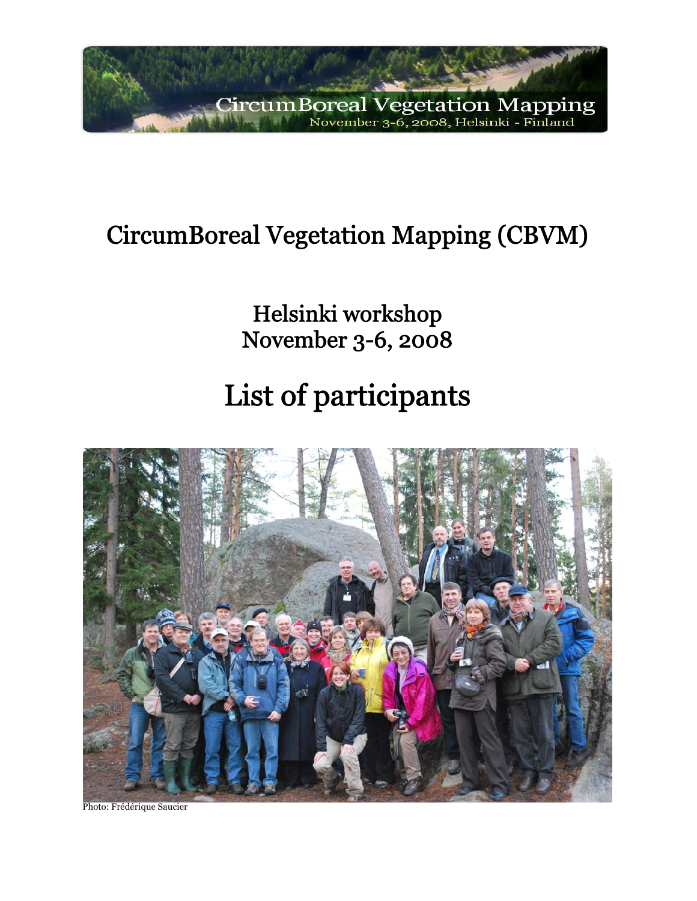CircumBoreal Vegetation Mapping
November 3-6, 2008, Helsinki - Finland

# CircumBoreal Vegetation Mapping (CBVM)

## Helsinki workshop
## November 3-6, 2008

# List of participants

Photo: Frédérique Saucier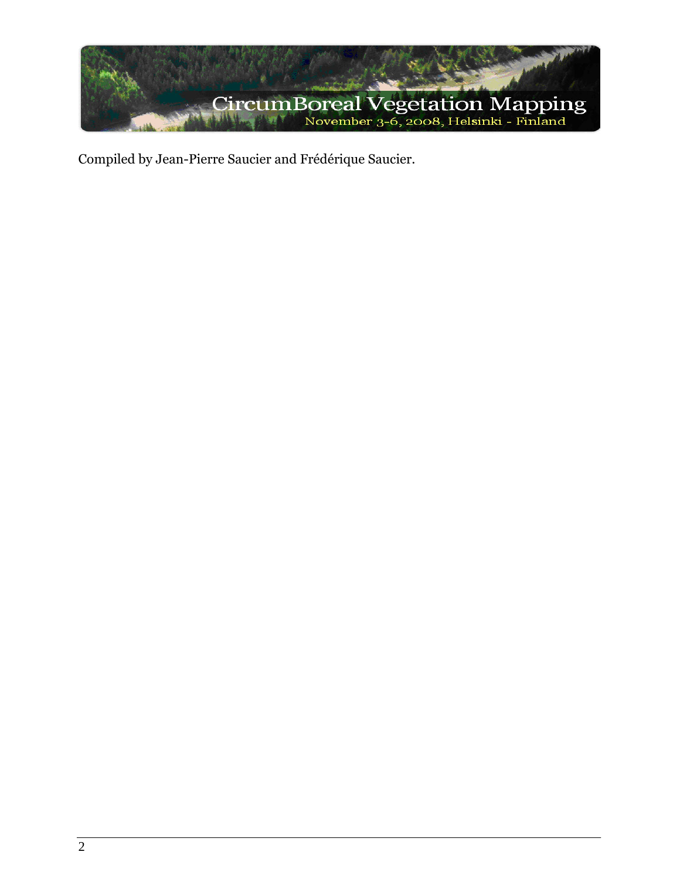Compiled by Jean-Pierre Saucier and Frédérique Saucier.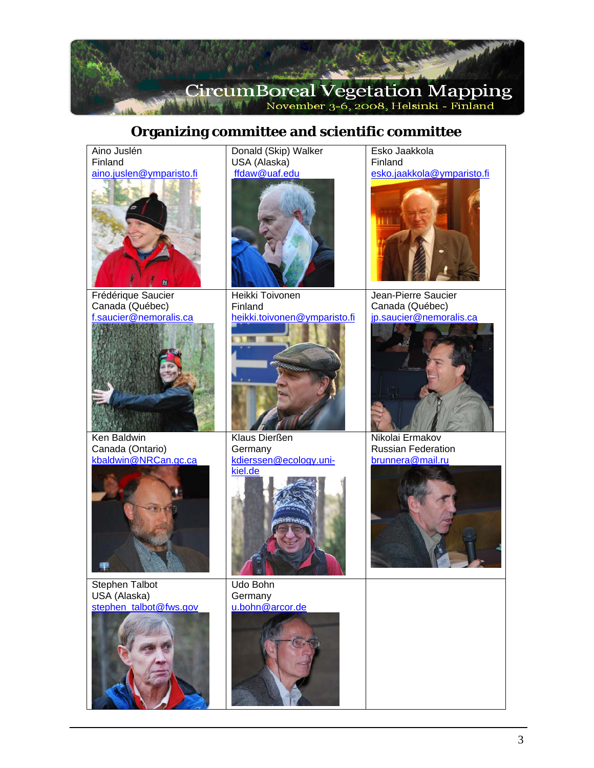CircumBoreal Vegetation Mapping
November 3-6, 2008, Helsinki - Finland

## Organizing committee and scientific committee

| | | |
|---|---|---|
| Aino Juslén<br>Finland<br>aino.juslen@ymparisto.fi | Donald (Skip) Walker<br>USA (Alaska)<br>ffdaw@uaf.edu | Esko Jaakkola<br>Finland<br>esko.jaakkola@ymparisto.fi |
| Frédérique Saucier<br>Canada (Québec)<br>f.saucier@nemoralis.ca | Heikki Toivonen<br>Finland<br>heikki.toivonen@ymparisto.fi | Jean-Pierre Saucier<br>Canada (Québec)<br>jp.saucier@nemoralis.ca |
| Ken Baldwin<br>Canada (Ontario)<br>kbaldwin@NRCan.gc.ca | Klaus Dierßen<br>Germany<br>kdierssen@ecology.uni-kiel.de | Nikolai Ermakov<br>Russian Federation<br>brunnera@mail.ru |
| Stephen Talbot<br>USA (Alaska)<br>stephen_talbot@fws.gov | Udo Bohn<br>Germany<br>u.bohn@arcor.de | |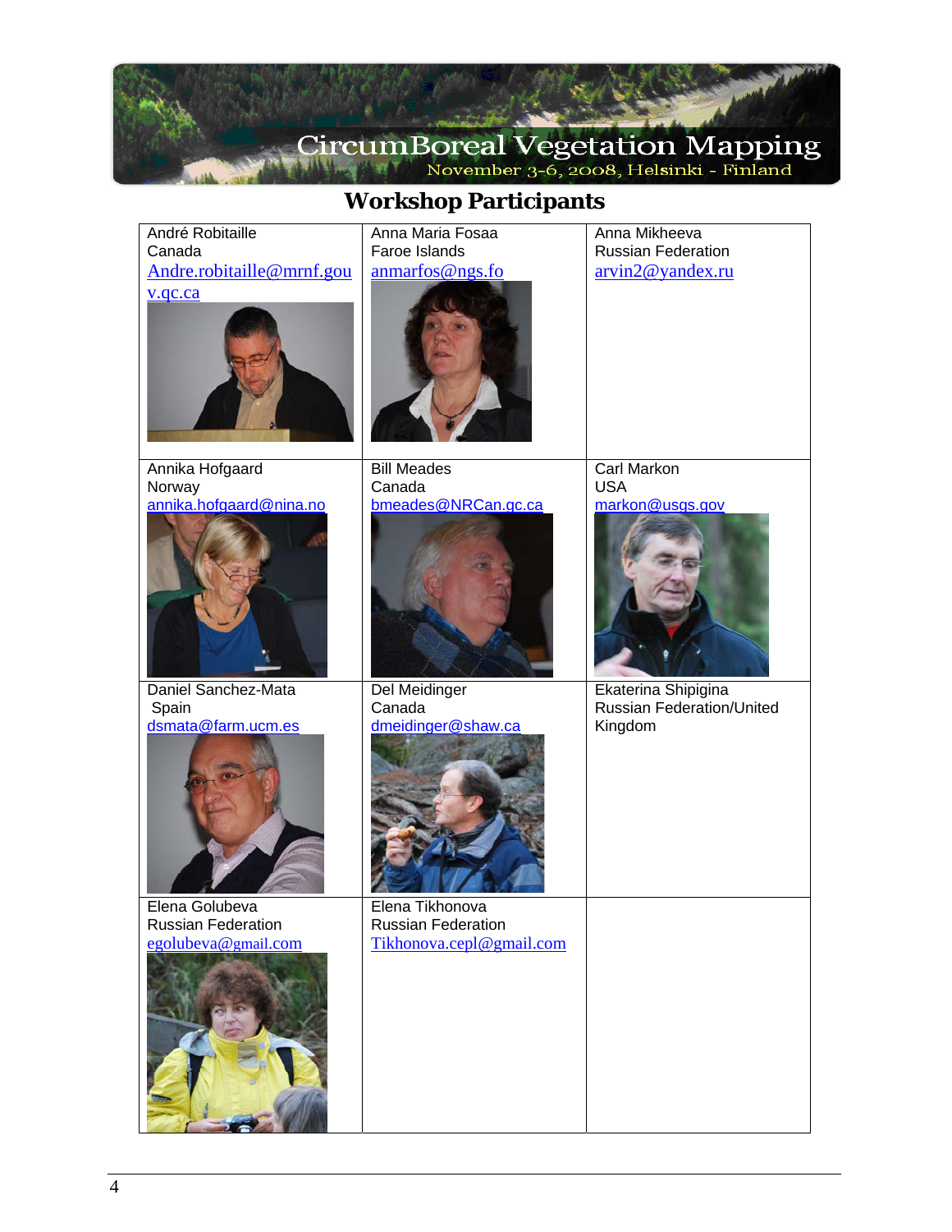CircumBoreal Vegetation Mapping

November 3-6, 2008, Helsinki - Finland

## Workshop Participants

| | | |
|---|---|---|
| André Robitaille<br>Canada<br>Andre.robitaille@mrnf.gouv.qc.ca | Anna Maria Fosaa<br>Faroe Islands<br>anmarfos@ngs.fo | Anna Mikheeva<br>Russian Federation<br>arvin2@yandex.ru |
| Annika Hofgaard<br>Norway<br>annika.hofgaard@nina.no | Bill Meades<br>Canada<br>bmeades@NRCan.gc.ca | Carl Markon<br>USA<br>markon@usgs.gov |
| Daniel Sanchez-Mata<br>Spain<br>dsmata@farm.ucm.es | Del Meidinger<br>Canada<br>dmeidinger@shaw.ca | Ekaterina Shipigina<br>Russian Federation/United Kingdom |
| Elena Golubeva<br>Russian Federation<br>egolubeva@gmail.com | Elena Tikhonova<br>Russian Federation<br>Tikhonova.cepl@gmail.com | |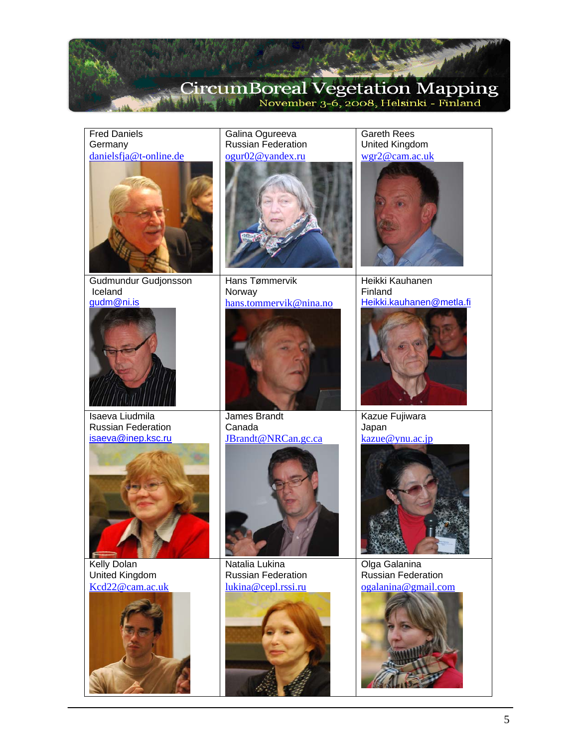| | | |
|---|---|---|
| Fred Daniels<br>Germany<br>danielsfja@t-online.de | Galina Ogureeva<br>Russian Federation<br>ogur02@yandex.ru | Gareth Rees<br>United Kingdom<br>wgr2@cam.ac.uk |
| Gudmundur Gudjonsson<br>Iceland<br>gudm@ni.is | Hans Tømmervik<br>Norway<br>hans.tommervik@nina.no | Heikki Kauhanen<br>Finland<br>Heikki.kauhanen@metla.fi |
| Isaeva Liudmila<br>Russian Federation<br>isaeva@inep.ksc.ru | James Brandt<br>Canada<br>JBrandt@NRCan.gc.ca | Kazue Fujiwara<br>Japan<br>kazue@ynu.ac.jp |
| Kelly Dolan<br>United Kingdom<br>Kcd22@cam.ac.uk | Natalia Lukina<br>Russian Federation<br>lukina@cepl.rssi.ru | Olga Galanina<br>Russian Federation<br>ogalanina@gmail.com |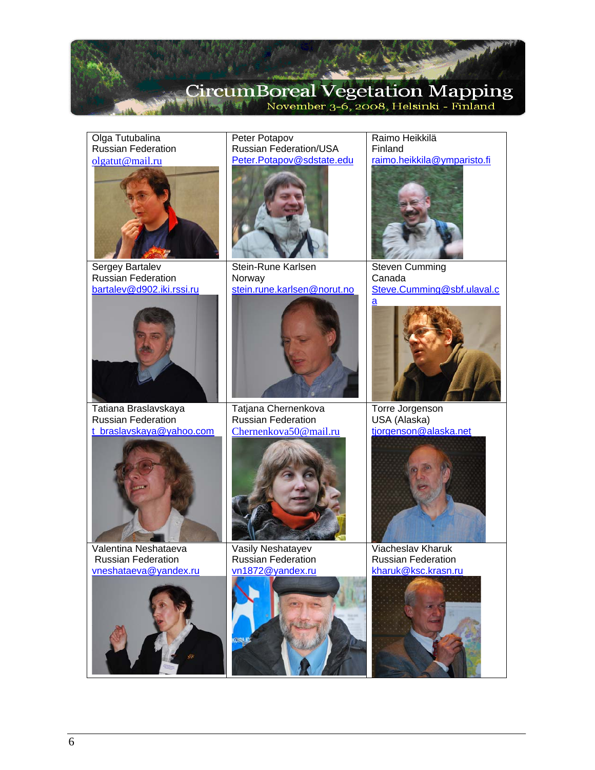# CircumBoreal Vegetation Mapping

November 3-6, 2008, Helsinki - Finland

| | | |
|---|---|---|
| Olga Tutubalina<br>Russian Federation<br>olgatut@mail.ru | Peter Potapov<br>Russian Federation/USA<br>Peter.Potapov@sdstate.edu | Raimo Heikkilä<br>Finland<br>raimo.heikkila@ymparisto.fi |
| Sergey Bartalev<br>Russian Federation<br>bartalev@d902.iki.rssi.ru | Stein-Rune Karlsen<br>Norway<br>stein.rune.karlsen@norut.no | Steven Cumming<br>Canada<br>Steve.Cumming@sbf.ulaval.ca |
| Tatiana Braslavskaya<br>Russian Federation<br>t_braslavskaya@yahoo.com | Tatjana Chernenkova<br>Russian Federation<br>Chernenkova50@mail.ru | Torre Jorgenson<br>USA (Alaska)<br>tjorgenson@alaska.net |
| Valentina Neshataeva<br>Russian Federation<br>vneshataeva@yandex.ru | Vasily Neshatayev<br>Russian Federation<br>vn1872@yandex.ru | Viacheslav Kharuk<br>Russian Federation<br>kharuk@ksc.krasn.ru |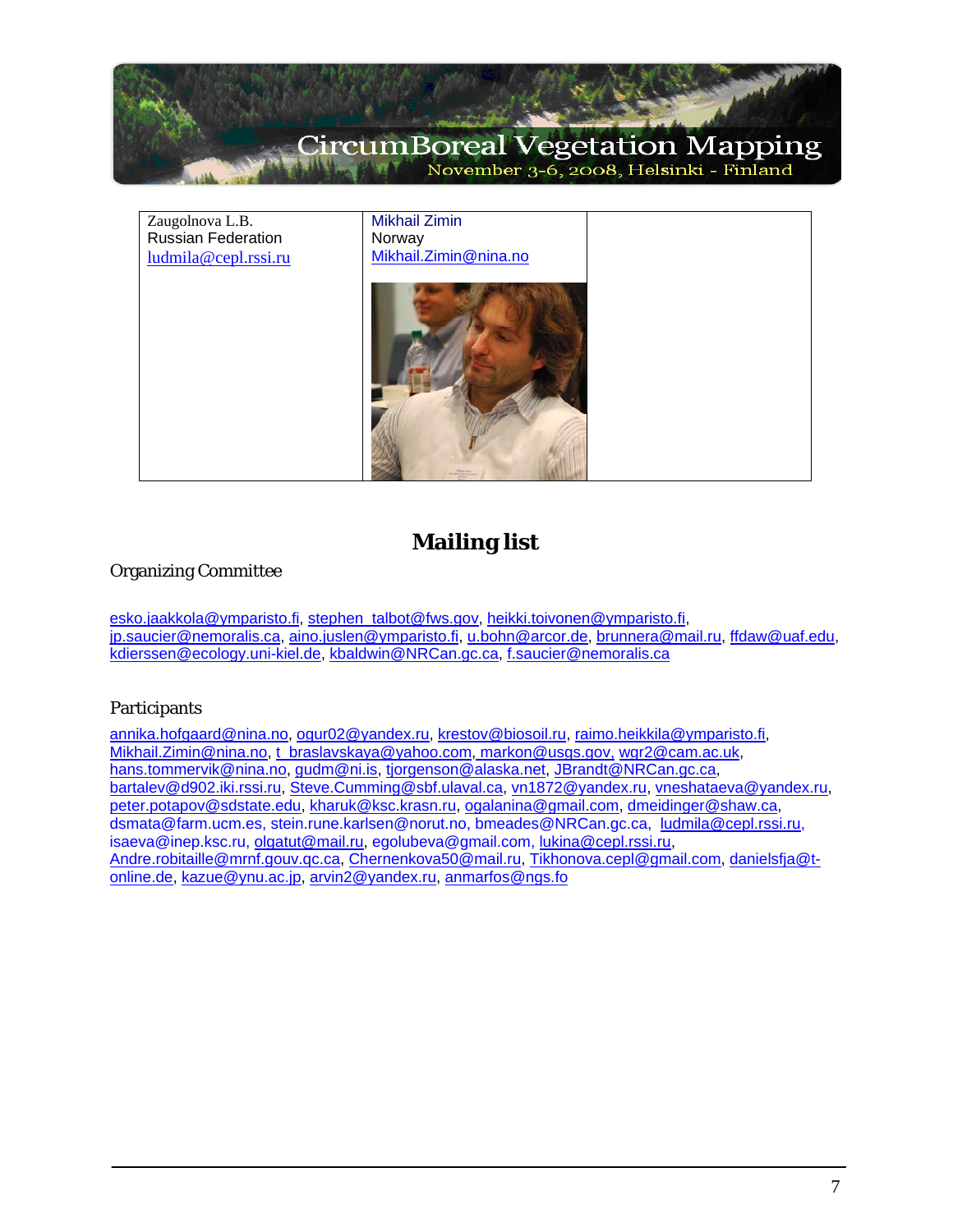| | | |
|---|---|---|
| Zaugolnova L.B.<br>Russian Federation<br>ludmila@cepl.rssi.ru | Mikhail Zimin<br>Norway<br>Mikhail.Zimin@nina.no | |

## Mailing list

Organizing Committee

esko.jaakkola@ymparisto.fi, stephen_talbot@fws.gov, heikki.toivonen@ymparisto.fi, jp.saucier@nemoralis.ca, aino.juslen@ymparisto.fi, u.bohn@arcor.de, brunnera@mail.ru, ffdaw@uaf.edu, kdierssen@ecology.uni-kiel.de, kbaldwin@NRCan.gc.ca, f.saucier@nemoralis.ca

Participants

annika.hofgaard@nina.no, ogur02@yandex.ru, krestov@biosoil.ru, raimo.heikkila@ymparisto.fi, Mikhail.Zimin@nina.no, t_braslavskaya@yahoo.com, markon@usgs.gov, wgr2@cam.ac.uk, hans.tommervik@nina.no, gudm@ni.is, tjorgenson@alaska.net, JBrandt@NRCan.gc.ca, bartalev@d902.iki.rssi.ru, Steve.Cumming@sbf.ulaval.ca, vn1872@yandex.ru, vneshataeva@yandex.ru, peter.potapov@sdstate.edu, kharuk@ksc.krasn.ru, ogalanina@gmail.com, dmeidinger@shaw.ca, dsmata@farm.ucm.es, stein.rune.karlsen@norut.no, bmeades@NRCan.gc.ca, ludmila@cepl.rssi.ru, isaeva@inep.ksc.ru, olgatut@mail.ru, egolubeva@gmail.com, lukina@cepl.rssi.ru, Andre.robitaille@mrnf.gouv.qc.ca, Chernenkova50@mail.ru, Tikhonova.cepl@gmail.com, danielsfja@t-online.de, kazue@ynu.ac.jp, arvin2@yandex.ru, anmarfos@ngs.fo